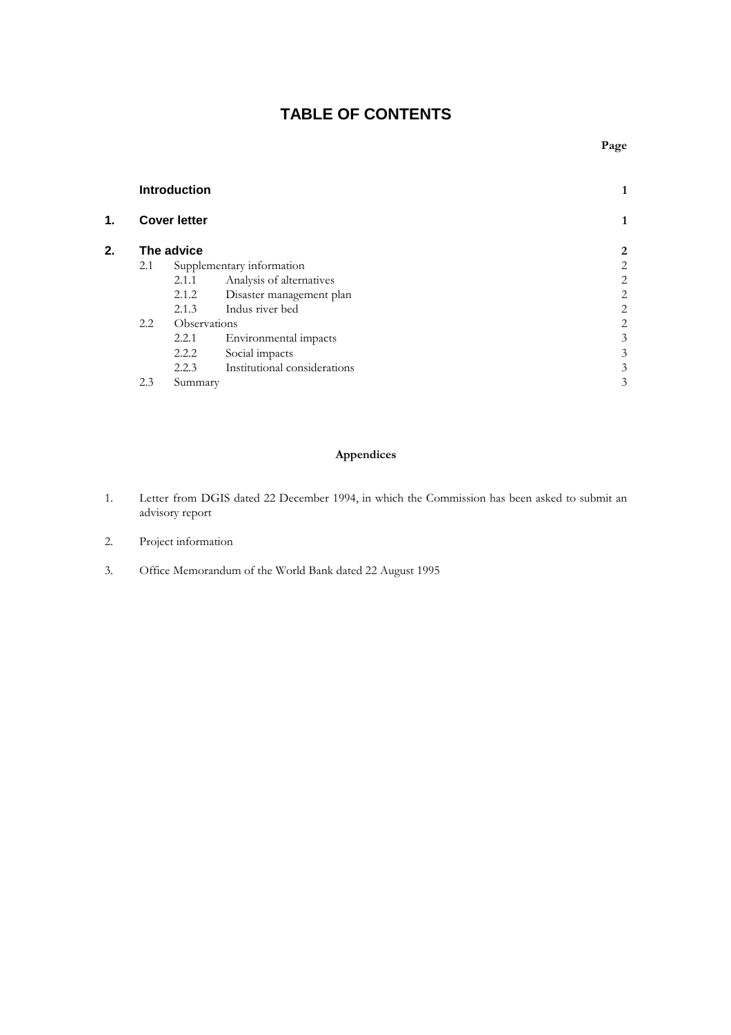# TABLE OF CONTENTS

| | | Page |
|---|---|---|
| | **Introduction** | **1** |
| **1.** | **Cover letter** | **1** |
| **2.** | **The advice** | **2** |
| | 2.1 Supplementary information | 2 |
| | 2.1.1 Analysis of alternatives | 2 |
| | 2.1.2 Disaster management plan | 2 |
| | 2.1.3 Indus river bed | 2 |
| | 2.2 Observations | 2 |
| | 2.2.1 Environmental impacts | 3 |
| | 2.2.2 Social impacts | 3 |
| | 2.2.3 Institutional considerations | 3 |
| | 2.3 Summary | 3 |

**Appendices**

1. Letter from DGIS dated 22 December 1994, in which the Commission has been asked to submit an advisory report
2. Project information
3. Office Memorandum of the World Bank dated 22 August 1995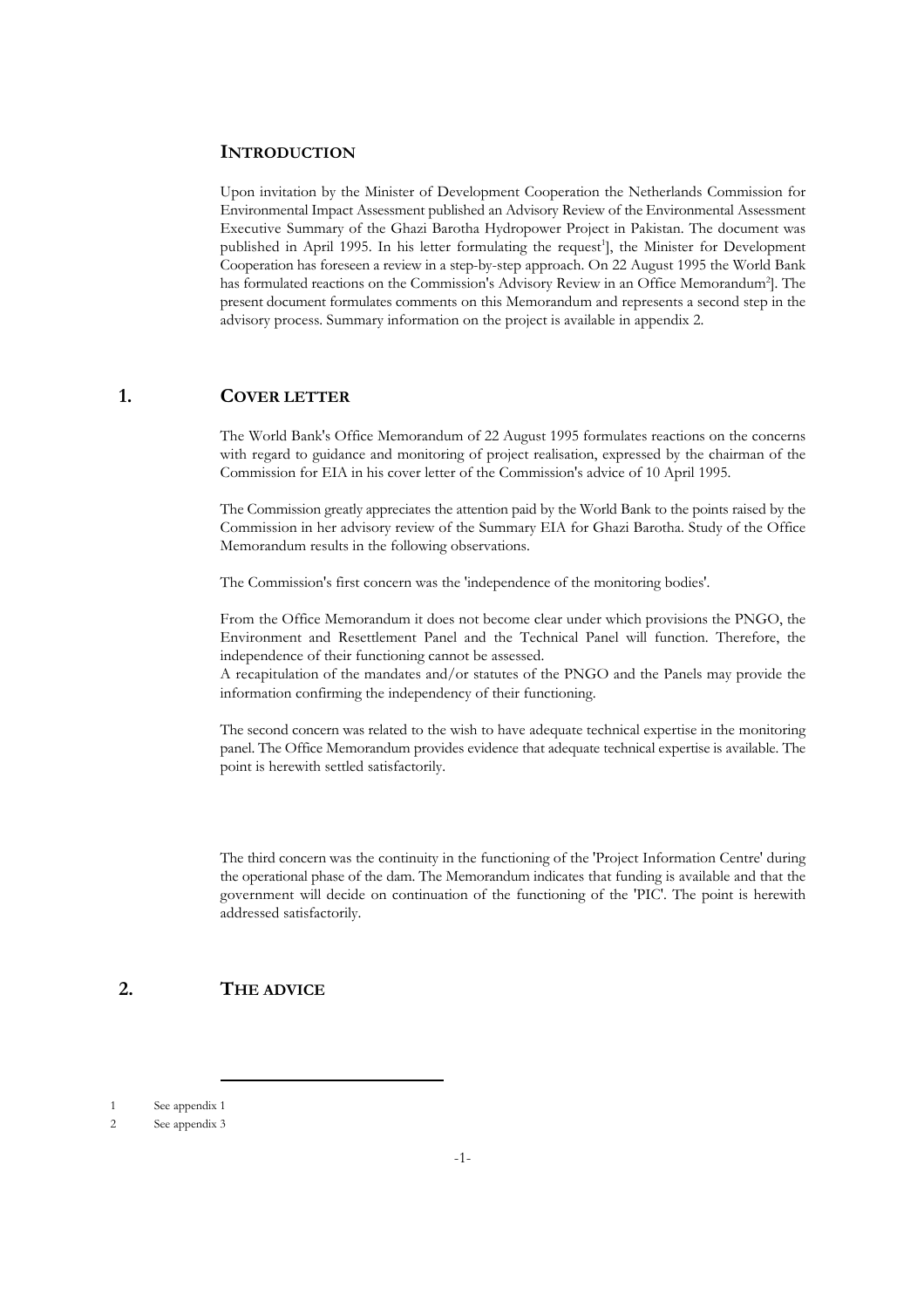## INTRODUCTION

Upon invitation by the Minister of Development Cooperation the Netherlands Commission for Environmental Impact Assessment published an Advisory Review of the Environmental Assessment Executive Summary of the Ghazi Barotha Hydropower Project in Pakistan. The document was published in April 1995. In his letter formulating the request[1]], the Minister for Development Cooperation has foreseen a review in a step-by-step approach. On 22 August 1995 the World Bank has formulated reactions on the Commission's Advisory Review in an Office Memorandum[2]]. The present document formulates comments on this Memorandum and represents a second step in the advisory process. Summary information on the project is available in appendix 2.

## 1. COVER LETTER

The World Bank's Office Memorandum of 22 August 1995 formulates reactions on the concerns with regard to guidance and monitoring of project realisation, expressed by the chairman of the Commission for EIA in his cover letter of the Commission's advice of 10 April 1995.

The Commission greatly appreciates the attention paid by the World Bank to the points raised by the Commission in her advisory review of the Summary EIA for Ghazi Barotha. Study of the Office Memorandum results in the following observations.

The Commission's first concern was the 'independence of the monitoring bodies'.

From the Office Memorandum it does not become clear under which provisions the PNGO, the Environment and Resettlement Panel and the Technical Panel will function. Therefore, the independence of their functioning cannot be assessed.
A recapitulation of the mandates and/or statutes of the PNGO and the Panels may provide the information confirming the independency of their functioning.

The second concern was related to the wish to have adequate technical expertise in the monitoring panel. The Office Memorandum provides evidence that adequate technical expertise is available. The point is herewith settled satisfactorily.

The third concern was the continuity in the functioning of the 'Project Information Centre' during the operational phase of the dam. The Memorandum indicates that funding is available and that the government will decide on continuation of the functioning of the 'PIC'. The point is herewith addressed satisfactorily.

## 2. THE ADVICE

1 See appendix 1

2 See appendix 3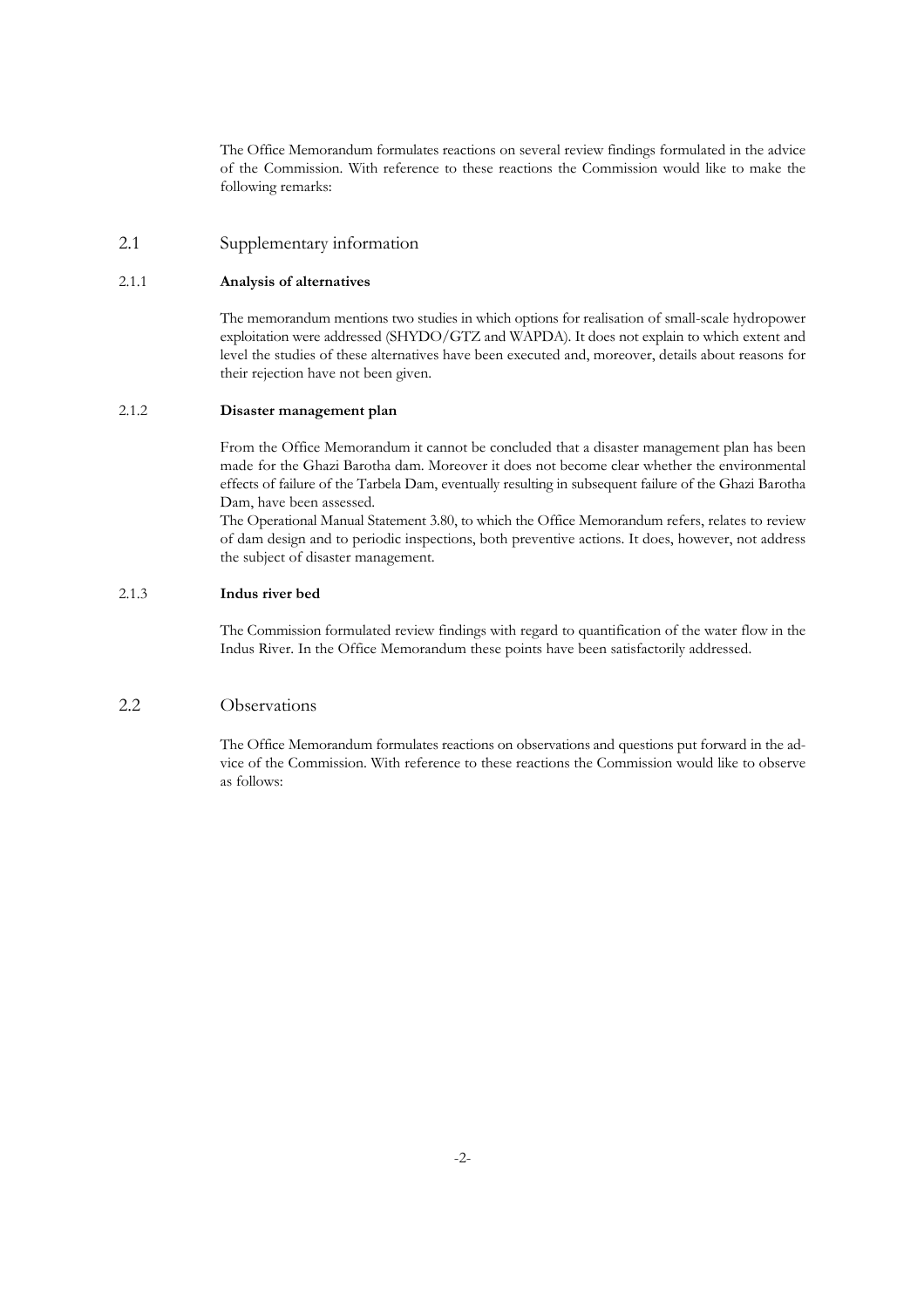The Office Memorandum formulates reactions on several review findings formulated in the advice of the Commission. With reference to these reactions the Commission would like to make the following remarks:

## 2.1 Supplementary information

### 2.1.1 Analysis of alternatives

The memorandum mentions two studies in which options for realisation of small-scale hydropower exploitation were addressed (SHYDO/GTZ and WAPDA). It does not explain to which extent and level the studies of these alternatives have been executed and, moreover, details about reasons for their rejection have not been given.

### 2.1.2 Disaster management plan

From the Office Memorandum it cannot be concluded that a disaster management plan has been made for the Ghazi Barotha dam. Moreover it does not become clear whether the environmental effects of failure of the Tarbela Dam, eventually resulting in subsequent failure of the Ghazi Barotha Dam, have been assessed.

The Operational Manual Statement 3.80, to which the Office Memorandum refers, relates to review of dam design and to periodic inspections, both preventive actions. It does, however, not address the subject of disaster management.

### 2.1.3 Indus river bed

The Commission formulated review findings with regard to quantification of the water flow in the Indus River. In the Office Memorandum these points have been satisfactorily addressed.

## 2.2 Observations

The Office Memorandum formulates reactions on observations and questions put forward in the advice of the Commission. With reference to these reactions the Commission would like to observe as follows: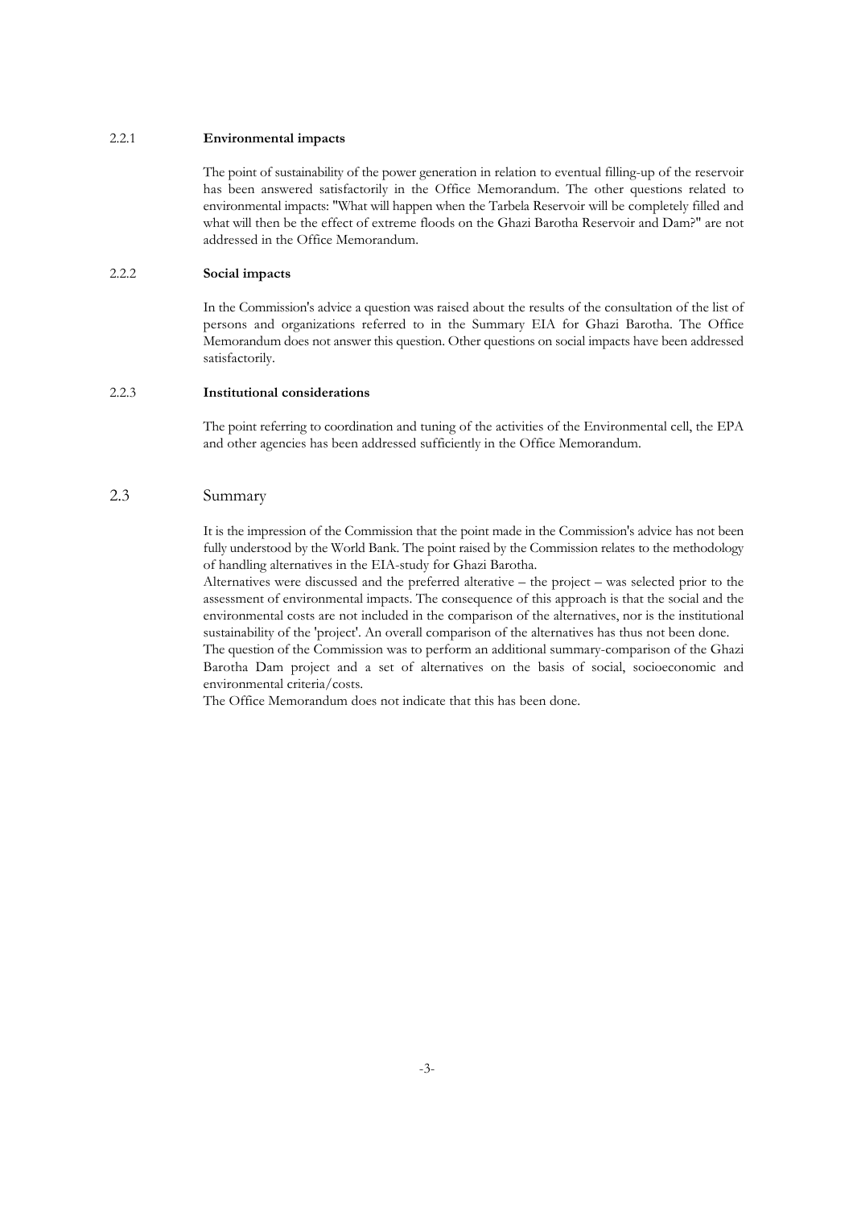### 2.2.1 Environmental impacts

The point of sustainability of the power generation in relation to eventual filling-up of the reservoir has been answered satisfactorily in the Office Memorandum. The other questions related to environmental impacts: "What will happen when the Tarbela Reservoir will be completely filled and what will then be the effect of extreme floods on the Ghazi Barotha Reservoir and Dam?" are not addressed in the Office Memorandum.

### 2.2.2 Social impacts

In the Commission's advice a question was raised about the results of the consultation of the list of persons and organizations referred to in the Summary EIA for Ghazi Barotha. The Office Memorandum does not answer this question. Other questions on social impacts have been addressed satisfactorily.

### 2.2.3 Institutional considerations

The point referring to coordination and tuning of the activities of the Environmental cell, the EPA and other agencies has been addressed sufficiently in the Office Memorandum.

## 2.3 Summary

It is the impression of the Commission that the point made in the Commission's advice has not been fully understood by the World Bank. The point raised by the Commission relates to the methodology of handling alternatives in the EIA-study for Ghazi Barotha.

Alternatives were discussed and the preferred alterative – the project – was selected prior to the assessment of environmental impacts. The consequence of this approach is that the social and the environmental costs are not included in the comparison of the alternatives, nor is the institutional sustainability of the 'project'. An overall comparison of the alternatives has thus not been done.

The question of the Commission was to perform an additional summary-comparison of the Ghazi Barotha Dam project and a set of alternatives on the basis of social, socioeconomic and environmental criteria/costs.

The Office Memorandum does not indicate that this has been done.